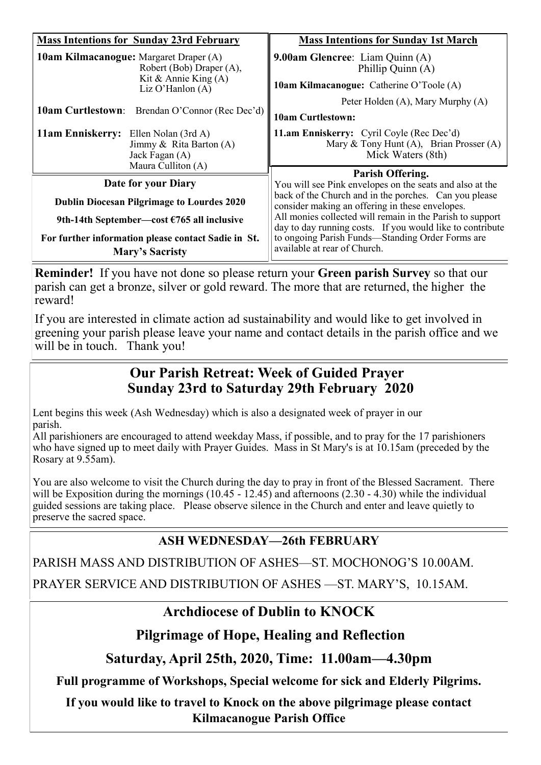**Mass Intentions for Sunday 23rd February**

**10am Kilmacanogue:** Margaret Draper (A)
Robert (Bob) Draper (A),
Kit & Annie King (A)
Liz O'Hanlon (A)

**10am Curtlestown**: Brendan O'Connor (Rec Dec'd)

**11am Enniskerry:** Ellen Nolan (3rd A)
Jimmy & Rita Barton (A)
Jack Fagan (A)
Maura Culliton (A)

**Mass Intentions for Sunday 1st March**

**9.00am Glencree**: Liam Quinn (A)
Phillip Quinn (A)

**10am Kilmacanogue:** Catherine O'Toole (A)
Peter Holden (A), Mary Murphy (A)

**10am Curtlestown:**

**11.am Enniskerry:** Cyril Coyle (Rec Dec'd)
Mary & Tony Hunt (A), Brian Prosser (A)
Mick Waters (8th)

**Date for your Diary**

**Dublin Diocesan Pilgrimage to Lourdes 2020**

**9th-14th September—cost €765 all inclusive**

**For further information please contact Sadie in St. Mary's Sacristy**

**Parish Offering.**

You will see Pink envelopes on the seats and also at the back of the Church and in the porches. Can you please consider making an offering in these envelopes.
All monies collected will remain in the Parish to support day to day running costs. If you would like to contribute to ongoing Parish Funds—Standing Order Forms are available at rear of Church.

**Reminder!** If you have not done so please return your **Green parish Survey** so that our parish can get a bronze, silver or gold reward. The more that are returned, the higher the reward!

If you are interested in climate action ad sustainability and would like to get involved in greening your parish please leave your name and contact details in the parish office and we will be in touch. Thank you!

## Our Parish Retreat: Week of Guided Prayer
## Sunday 23rd to Saturday 29th February 2020

Lent begins this week (Ash Wednesday) which is also a designated week of prayer in our parish.
All parishioners are encouraged to attend weekday Mass, if possible, and to pray for the 17 parishioners who have signed up to meet daily with Prayer Guides. Mass in St Mary's is at 10.15am (preceded by the Rosary at 9.55am).

You are also welcome to visit the Church during the day to pray in front of the Blessed Sacrament. There will be Exposition during the mornings (10.45 - 12.45) and afternoons (2.30 - 4.30) while the individual guided sessions are taking place. Please observe silence in the Church and enter and leave quietly to preserve the sacred space.

**ASH WEDNESDAY—26th FEBRUARY**

PARISH MASS AND DISTRIBUTION OF ASHES—ST. MOCHONOG'S 10.00AM.

PRAYER SERVICE AND DISTRIBUTION OF ASHES —ST. MARY'S, 10.15AM.

## Archdiocese of Dublin to KNOCK

## Pilgrimage of Hope, Healing and Reflection

## Saturday, April 25th, 2020, Time: 11.00am—4.30pm

**Full programme of Workshops, Special welcome for sick and Elderly Pilgrims.**

**If you would like to travel to Knock on the above pilgrimage please contact Kilmacanogue Parish Office**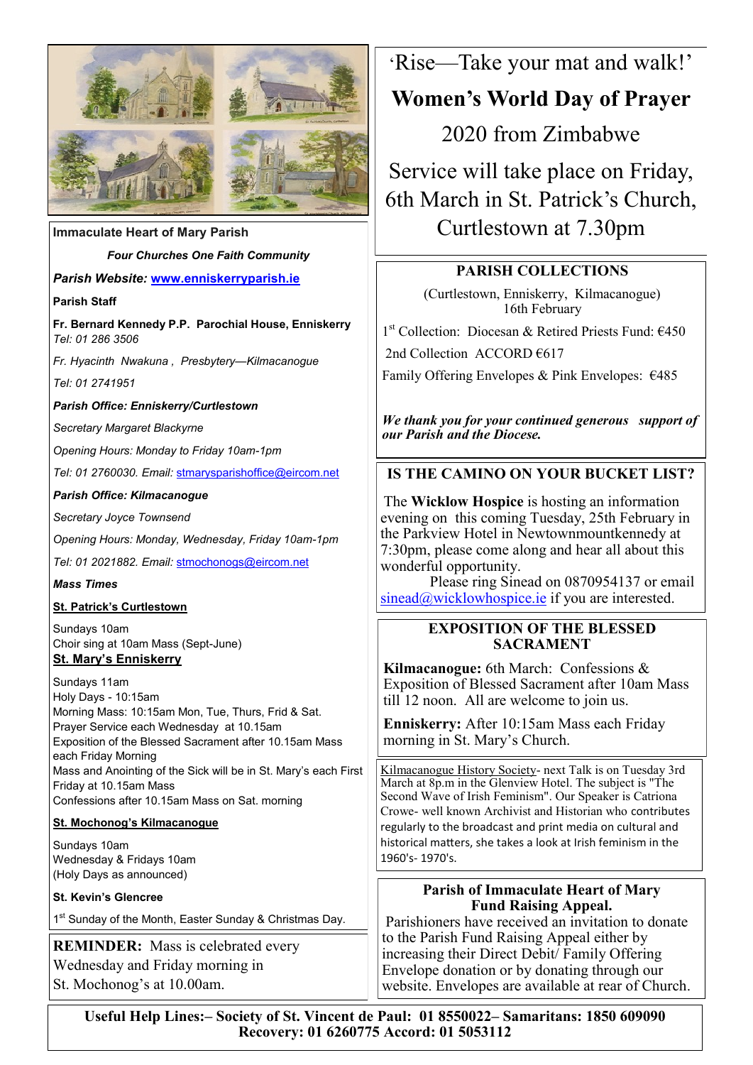**Immaculate Heart of Mary Parish**

***Four Churches One Faith Community***

***Parish Website:*** **www.enniskerryparish.ie**

**Parish Staff**

**Fr. Bernard Kennedy P.P. Parochial House, Enniskerry**
*Tel: 01 286 3506*

*Fr. Hyacinth Nwakuna , Presbytery—Kilmacanogue*

*Tel: 01 2741951*

***Parish Office: Enniskerry/Curtlestown***

*Secretary Margaret Blackyrne*

*Opening Hours: Monday to Friday 10am-1pm*

*Tel: 01 2760030. Email:* stmarysparishoffice@eircom.net

***Parish Office: Kilmacanogue***

*Secretary Joyce Townsend*

*Opening Hours: Monday, Wednesday, Friday 10am-1pm*

*Tel: 01 2021882. Email:* stmochonogs@eircom.net

***Mass Times***

**St. Patrick's Curtlestown**

Sundays 10am
Choir sing at 10am Mass (Sept-June)

**St. Mary's Enniskerry**

Sundays 11am
Holy Days - 10:15am
Morning Mass: 10:15am Mon, Tue, Thurs, Frid & Sat.
Prayer Service each Wednesday at 10.15am
Exposition of the Blessed Sacrament after 10.15am Mass each Friday Morning
Mass and Anointing of the Sick will be in St. Mary's each First Friday at 10.15am Mass
Confessions after 10.15am Mass on Sat. morning

**St. Mochonog's Kilmacanogue**

Sundays 10am
Wednesday & Fridays 10am
(Holy Days as announced)

**St. Kevin's Glencree**

1st Sunday of the Month, Easter Sunday & Christmas Day.

**REMINDER:** Mass is celebrated every Wednesday and Friday morning in St. Mochonog's at 10.00am.

'Rise—Take your mat and walk!'

## Women's World Day of Prayer

2020 from Zimbabwe

Service will take place on Friday, 6th March in St. Patrick's Church, Curtlestown at 7.30pm

## PARISH COLLECTIONS

(Curtlestown, Enniskerry, Kilmacanogue)
16th February

1st Collection: Diocesan & Retired Priests Fund: €450

2nd Collection ACCORD €617

Family Offering Envelopes & Pink Envelopes: €485

***We thank you for your continued generous support of our Parish and the Diocese.***

## IS THE CAMINO ON YOUR BUCKET LIST?

The **Wicklow Hospice** is hosting an information evening on this coming Tuesday, 25th February in the Parkview Hotel in Newtownmountkennedy at 7:30pm, please come along and hear all about this wonderful opportunity.

Please ring Sinead on 0870954137 or email sinead@wicklowhospice.ie if you are interested.

## EXPOSITION OF THE BLESSED SACRAMENT

**Kilmacanogue:** 6th March: Confessions & Exposition of Blessed Sacrament after 10am Mass till 12 noon. All are welcome to join us.

**Enniskerry:** After 10:15am Mass each Friday morning in St. Mary's Church.

Kilmacanogue History Society- next Talk is on Tuesday 3rd March at 8p.m in the Glenview Hotel. The subject is "The Second Wave of Irish Feminism". Our Speaker is Catriona Crowe- well known Archivist and Historian who contributes regularly to the broadcast and print media on cultural and historical matters, she takes a look at Irish feminism in the 1960's- 1970's.

## Parish of Immaculate Heart of Mary Fund Raising Appeal.

Parishioners have received an invitation to donate to the Parish Fund Raising Appeal either by increasing their Direct Debit/ Family Offering Envelope donation or by donating through our website. Envelopes are available at rear of Church.

**Useful Help Lines:– Society of St. Vincent de Paul: 01 8550022– Samaritans: 1850 609090 Recovery: 01 6260775 Accord: 01 5053112**